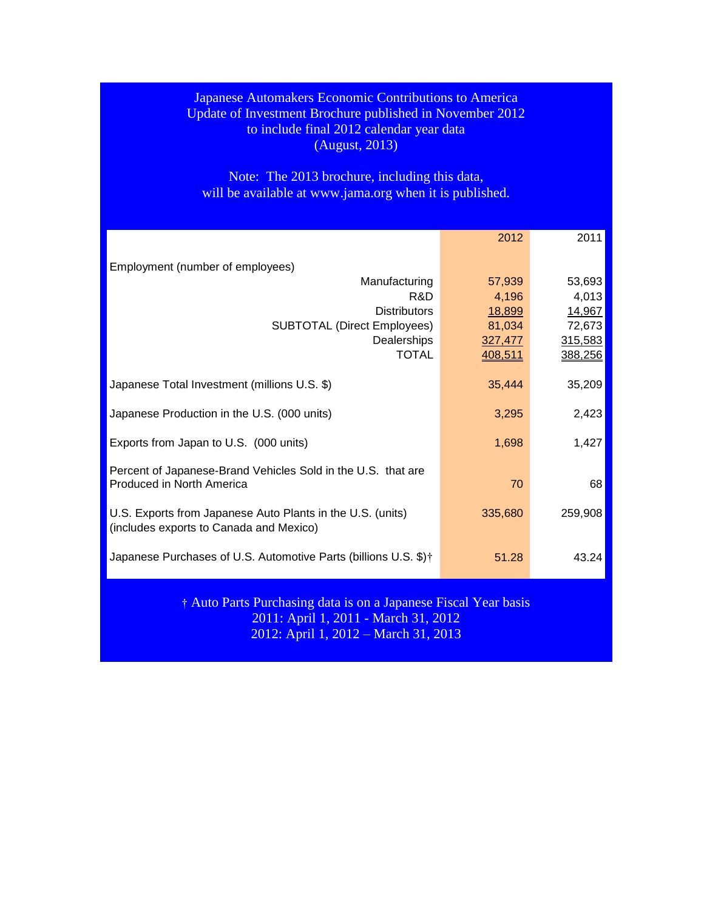# Japanese Automakers Economic Contributions to America

Update of Investment Brochure published in November 2012
to include final 2012 calendar year data
(August, 2013)

Note: The 2013 brochure, including this data,
will be available at www.jama.org when it is published.

| | 2012 | 2011 |
|---|---|---|
| Employment (number of employees) | | |
| Manufacturing | 57,939 | 53,693 |
| R&D | 4,196 | 4,013 |
| Distributors | 18,899 | 14,967 |
| SUBTOTAL (Direct Employees) | 81,034 | 72,673 |
| Dealerships | 327,477 | 315,583 |
| TOTAL | 408,511 | 388,256 |
| Japanese Total Investment (millions U.S. $) | 35,444 | 35,209 |
| Japanese Production in the U.S. (000 units) | 3,295 | 2,423 |
| Exports from Japan to U.S. (000 units) | 1,698 | 1,427 |
| Percent of Japanese-Brand Vehicles Sold in the U.S. that are Produced in North America | 70 | 68 |
| U.S. Exports from Japanese Auto Plants in the U.S. (units) (includes exports to Canada and Mexico) | 335,680 | 259,908 |
| Japanese Purchases of U.S. Automotive Parts (billions U.S. $)† | 51.28 | 43.24 |

† Auto Parts Purchasing data is on a Japanese Fiscal Year basis
2011: April 1, 2011 - March 31, 2012
2012: April 1, 2012 – March 31, 2013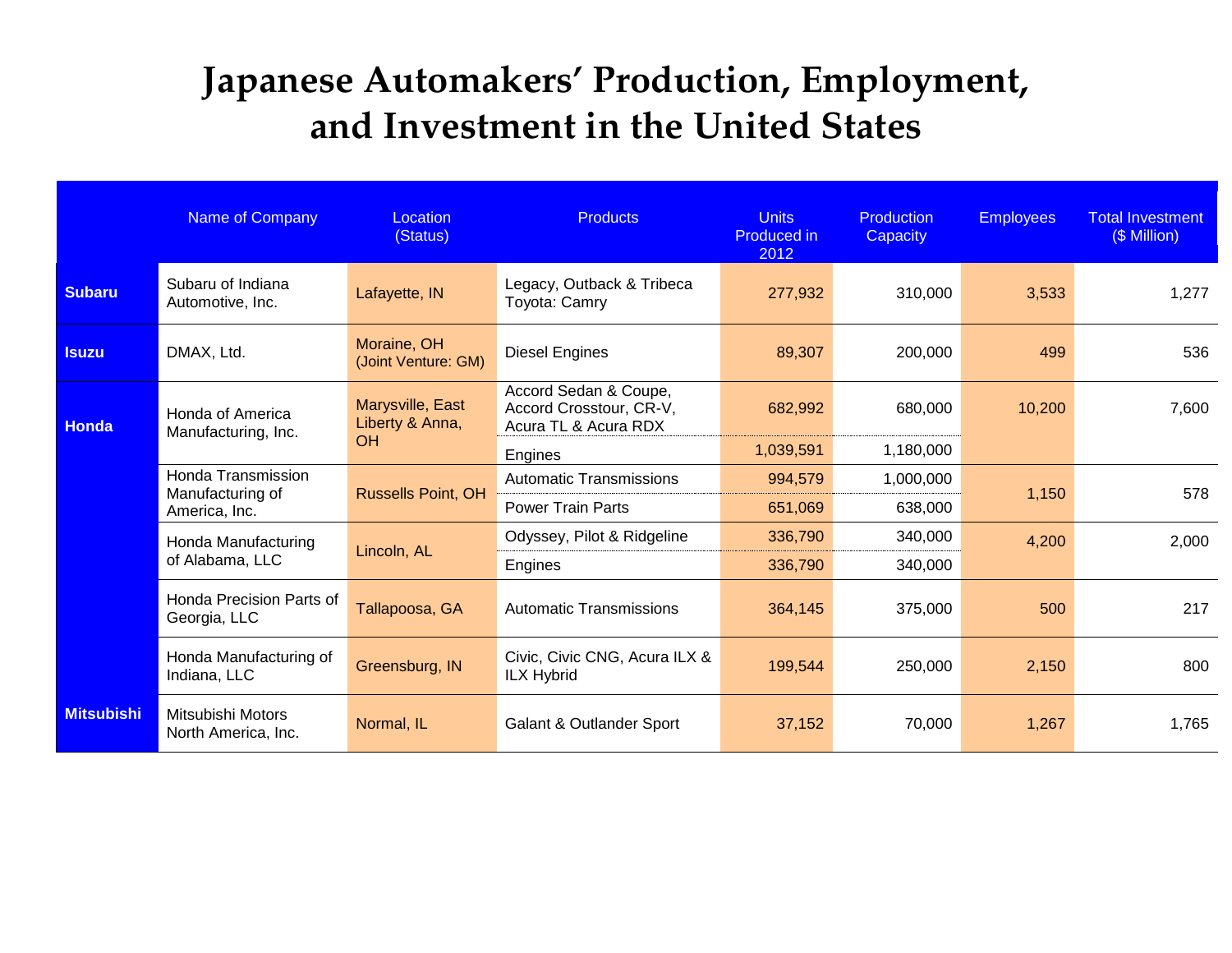# Japanese Automakers' Production, Employment, and Investment in the United States

| | Name of Company | Location (Status) | Products | Units Produced in 2012 | Production Capacity | Employees | Total Investment ($ Million) |
|---|---|---|---|---|---|---|---|
| **Subaru** | Subaru of Indiana Automotive, Inc. | Lafayette, IN | Legacy, Outback & Tribeca Toyota: Camry | 277,932 | 310,000 | 3,533 | 1,277 |
| **Isuzu** | DMAX, Ltd. | Moraine, OH (Joint Venture: GM) | Diesel Engines | 89,307 | 200,000 | 499 | 536 |
| **Honda** | Honda of America Manufacturing, Inc. | Marysville, East Liberty & Anna, OH | Accord Sedan & Coupe, Accord Crosstour, CR-V, Acura TL & Acura RDX | 682,992 | 680,000 | 10,200 | 7,600 |
| | | | Engines | 1,039,591 | 1,180,000 | | |
| | Honda Transmission Manufacturing of America, Inc. | Russells Point, OH | Automatic Transmissions | 994,579 | 1,000,000 | 1,150 | 578 |
| | | | Power Train Parts | 651,069 | 638,000 | | |
| | Honda Manufacturing of Alabama, LLC | Lincoln, AL | Odyssey, Pilot & Ridgeline | 336,790 | 340,000 | 4,200 | 2,000 |
| | | | Engines | 336,790 | 340,000 | | |
| | Honda Precision Parts of Georgia, LLC | Tallapoosa, GA | Automatic Transmissions | 364,145 | 375,000 | 500 | 217 |
| | Honda Manufacturing of Indiana, LLC | Greensburg, IN | Civic, Civic CNG, Acura ILX & ILX Hybrid | 199,544 | 250,000 | 2,150 | 800 |
| **Mitsubishi** | Mitsubishi Motors North America, Inc. | Normal, IL | Galant & Outlander Sport | 37,152 | 70,000 | 1,267 | 1,765 |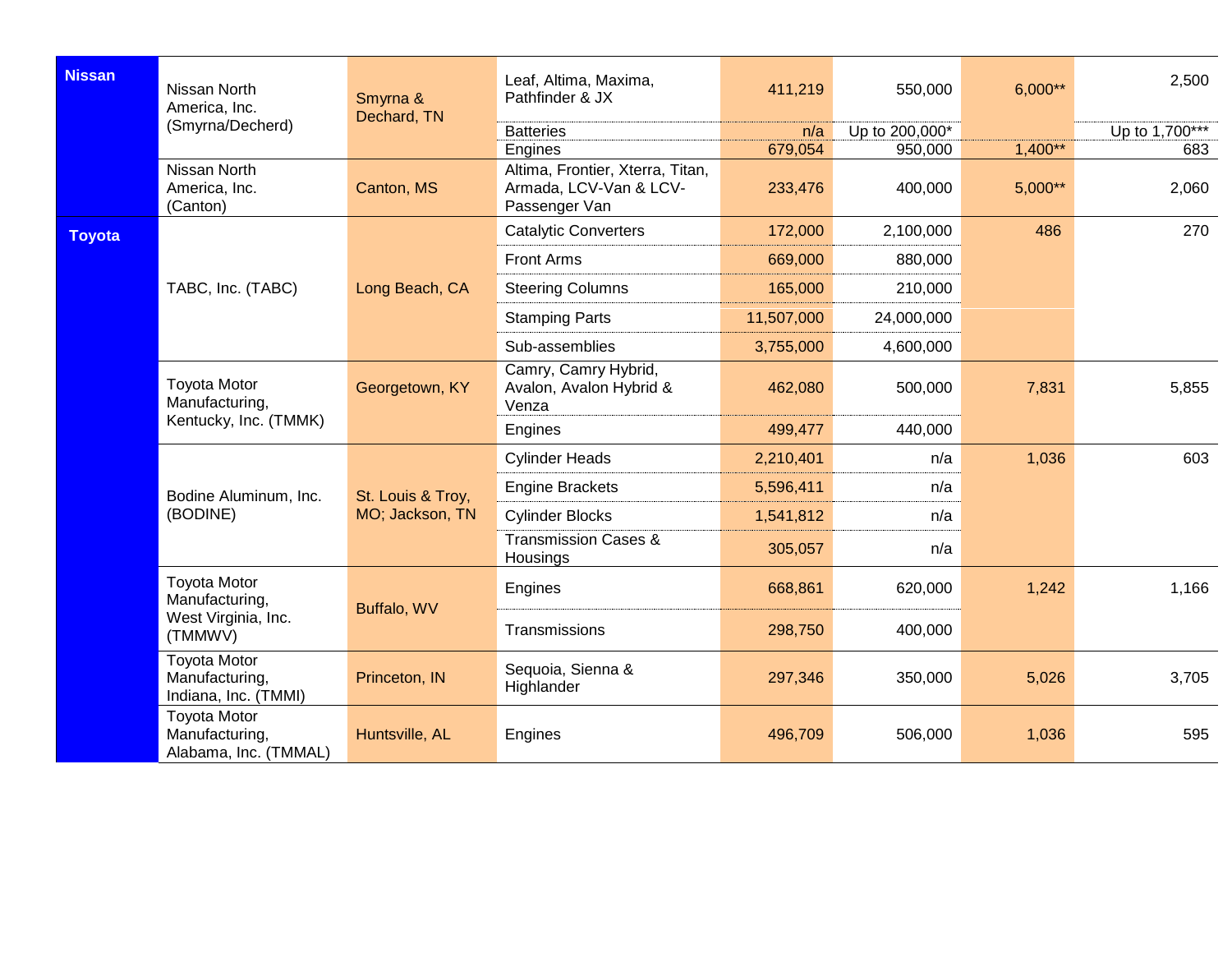| | | | | | | | |
|---|---|---|---|---|---|---|---|
| **Nissan** | Nissan North America, Inc. (Smyrna/Decherd) | Smyrna & Dechard, TN | Leaf, Altima, Maxima, Pathfinder & JX | 411,219 | 550,000 | 6,000** | 2,500 |
| | | | Batteries | n/a | Up to 200,000* | | Up to 1,700*** |
| | | | Engines | 679,054 | 950,000 | 1,400** | 683 |
| | Nissan North America, Inc. (Canton) | Canton, MS | Altima, Frontier, Xterra, Titan, Armada, LCV-Van & LCV-Passenger Van | 233,476 | 400,000 | 5,000** | 2,060 |
| **Toyota** | TABC, Inc. (TABC) | Long Beach, CA | Catalytic Converters | 172,000 | 2,100,000 | 486 | 270 |
| | | | Front Arms | 669,000 | 880,000 | | |
| | | | Steering Columns | 165,000 | 210,000 | | |
| | | | Stamping Parts | 11,507,000 | 24,000,000 | | |
| | | | Sub-assemblies | 3,755,000 | 4,600,000 | | |
| | Toyota Motor Manufacturing, Kentucky, Inc. (TMMK) | Georgetown, KY | Camry, Camry Hybrid, Avalon, Avalon Hybrid & Venza | 462,080 | 500,000 | 7,831 | 5,855 |
| | | | Engines | 499,477 | 440,000 | | |
| | Bodine Aluminum, Inc. (BODINE) | St. Louis & Troy, MO; Jackson, TN | Cylinder Heads | 2,210,401 | n/a | 1,036 | 603 |
| | | | Engine Brackets | 5,596,411 | n/a | | |
| | | | Cylinder Blocks | 1,541,812 | n/a | | |
| | | | Transmission Cases & Housings | 305,057 | n/a | | |
| | Toyota Motor Manufacturing, West Virginia, Inc. (TMMWV) | Buffalo, WV | Engines | 668,861 | 620,000 | 1,242 | 1,166 |
| | | | Transmissions | 298,750 | 400,000 | | |
| | Toyota Motor Manufacturing, Indiana, Inc. (TMMI) | Princeton, IN | Sequoia, Sienna & Highlander | 297,346 | 350,000 | 5,026 | 3,705 |
| | Toyota Motor Manufacturing, Alabama, Inc. (TMMAL) | Huntsville, AL | Engines | 496,709 | 506,000 | 1,036 | 595 |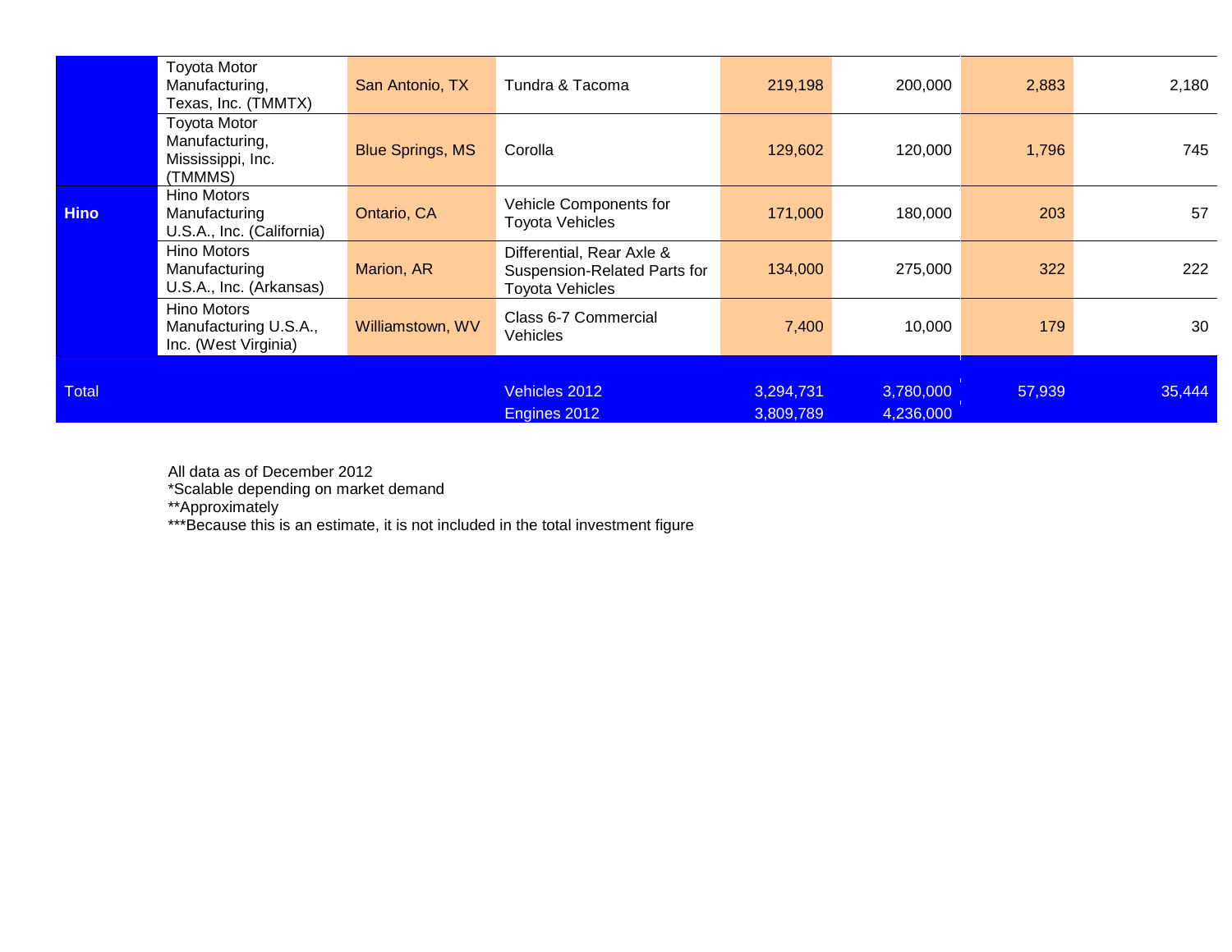| | | | | | | | |
|---|---|---|---|---|---|---|---|
| | Toyota Motor Manufacturing, Texas, Inc. (TMMTX) | San Antonio, TX | Tundra & Tacoma | 219,198 | 200,000 | 2,883 | 2,180 |
| | Toyota Motor Manufacturing, Mississippi, Inc. (TMMMS) | Blue Springs, MS | Corolla | 129,602 | 120,000 | 1,796 | 745 |
| **Hino** | Hino Motors Manufacturing U.S.A., Inc. (California) | Ontario, CA | Vehicle Components for Toyota Vehicles | 171,000 | 180,000 | 203 | 57 |
| | Hino Motors Manufacturing U.S.A., Inc. (Arkansas) | Marion, AR | Differential, Rear Axle & Suspension-Related Parts for Toyota Vehicles | 134,000 | 275,000 | 322 | 222 |
| | Hino Motors Manufacturing U.S.A., Inc. (West Virginia) | Williamstown, WV | Class 6-7 Commercial Vehicles | 7,400 | 10,000 | 179 | 30 |
| Total | | | Vehicles 2012 | 3,294,731 | 3,780,000 | 57,939 | 35,444 |
| | | | Engines 2012 | 3,809,789 | 4,236,000 | | |

All data as of December 2012
*Scalable depending on market demand
**Approximately
***Because this is an estimate, it is not included in the total investment figure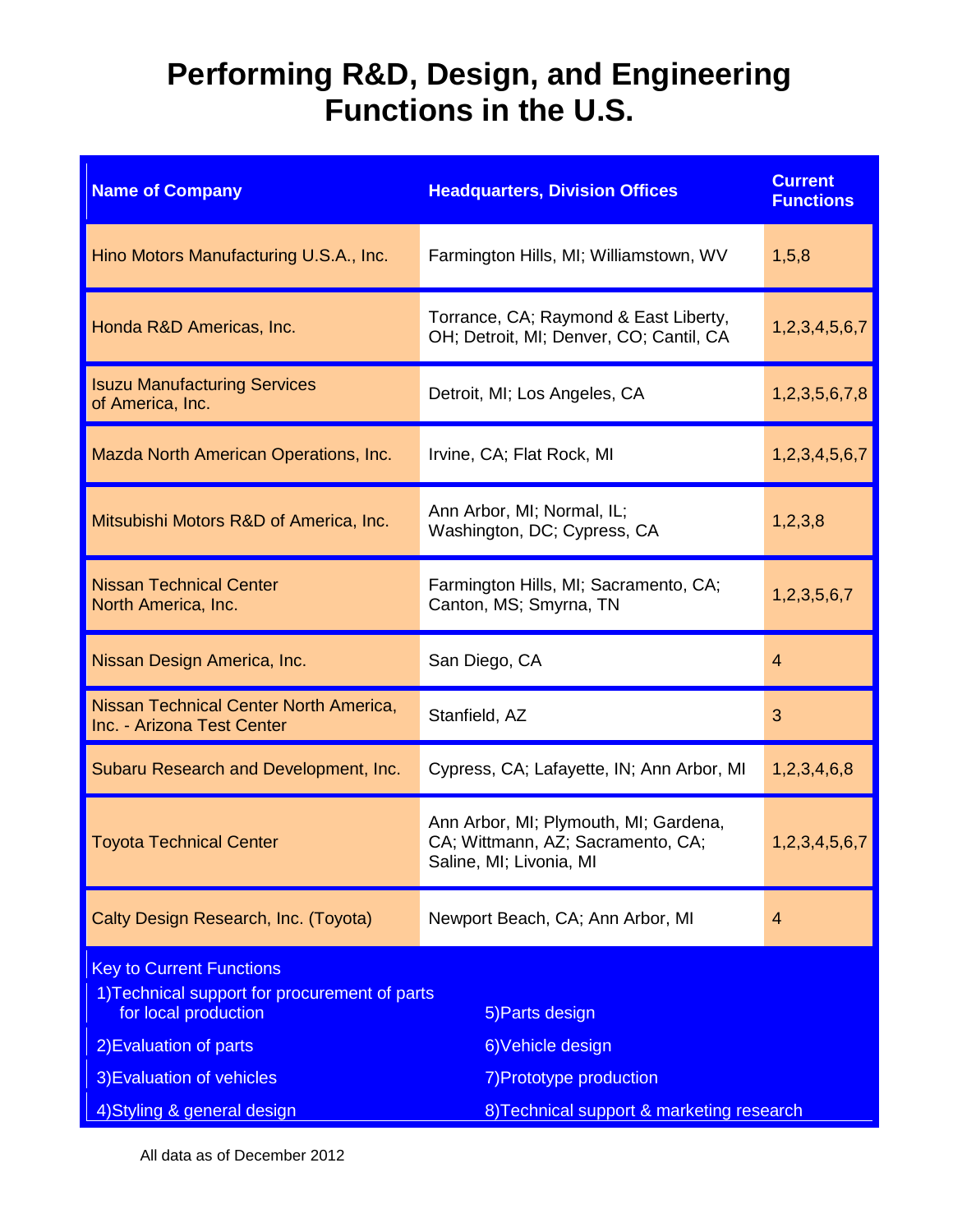# Performing R&D, Design, and Engineering Functions in the U.S.

| Name of Company | Headquarters, Division Offices | Current Functions |
|---|---|---|
| Hino Motors Manufacturing U.S.A., Inc. | Farmington Hills, MI; Williamstown, WV | 1,5,8 |
| Honda R&D Americas, Inc. | Torrance, CA; Raymond & East Liberty, OH; Detroit, MI; Denver, CO; Cantil, CA | 1,2,3,4,5,6,7 |
| Isuzu Manufacturing Services of America, Inc. | Detroit, MI; Los Angeles, CA | 1,2,3,5,6,7,8 |
| Mazda North American Operations, Inc. | Irvine, CA; Flat Rock, MI | 1,2,3,4,5,6,7 |
| Mitsubishi Motors R&D of America, Inc. | Ann Arbor, MI; Normal, IL; Washington, DC; Cypress, CA | 1,2,3,8 |
| Nissan Technical Center North America, Inc. | Farmington Hills, MI; Sacramento, CA; Canton, MS; Smyrna, TN | 1,2,3,5,6,7 |
| Nissan Design America, Inc. | San Diego, CA | 4 |
| Nissan Technical Center North America, Inc. - Arizona Test Center | Stanfield, AZ | 3 |
| Subaru Research and Development, Inc. | Cypress, CA; Lafayette, IN; Ann Arbor, MI | 1,2,3,4,6,8 |
| Toyota Technical Center | Ann Arbor, MI; Plymouth, MI; Gardena, CA; Wittmann, AZ; Sacramento, CA; Saline, MI; Livonia, MI | 1,2,3,4,5,6,7 |
| Calty Design Research, Inc. (Toyota) | Newport Beach, CA; Ann Arbor, MI | 4 |

Key to Current Functions

1) Technical support for procurement of parts for local production
2) Evaluation of parts
3) Evaluation of vehicles
4) Styling & general design
5) Parts design
6) Vehicle design
7) Prototype production
8) Technical support & marketing research

All data as of December 2012